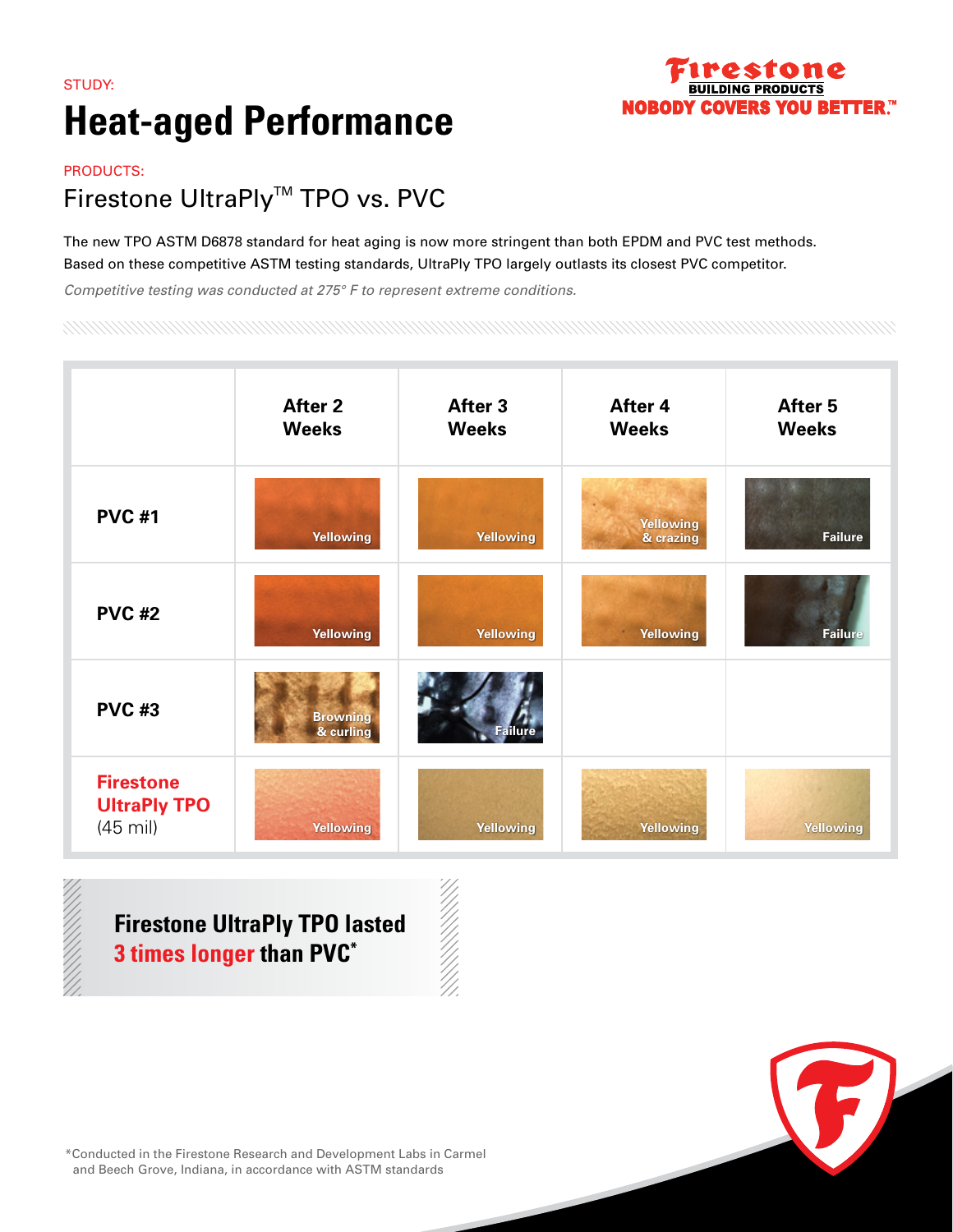STUDY:

# Heat-aged Performance

Firestone BUILDING PRODUCTS
NOBODY COVERS YOU BETTER.™

PRODUCTS:

## Firestone UltraPly™ TPO vs. PVC

The new TPO ASTM D6878 standard for heat aging is now more stringent than both EPDM and PVC test methods. Based on these competitive ASTM testing standards, UltraPly TPO largely outlasts its closest PVC competitor.

*Competitive testing was conducted at 275° F to represent extreme conditions.*

| | After 2 Weeks | After 3 Weeks | After 4 Weeks | After 5 Weeks |
|---|---|---|---|---|
| **PVC #1** | Yellowing | Yellowing | Yellowing & crazing | Failure |
| **PVC #2** | Yellowing | Yellowing | Yellowing | Failure |
| **PVC #3** | Browning & curling | Failure | | |
| **Firestone UltraPly TPO** (45 mil) | Yellowing | Yellowing | Yellowing | Yellowing |

**Firestone UltraPly TPO lasted 3 times longer than PVC***

*Conducted in the Firestone Research and Development Labs in Carmel and Beech Grove, Indiana, in accordance with ASTM standards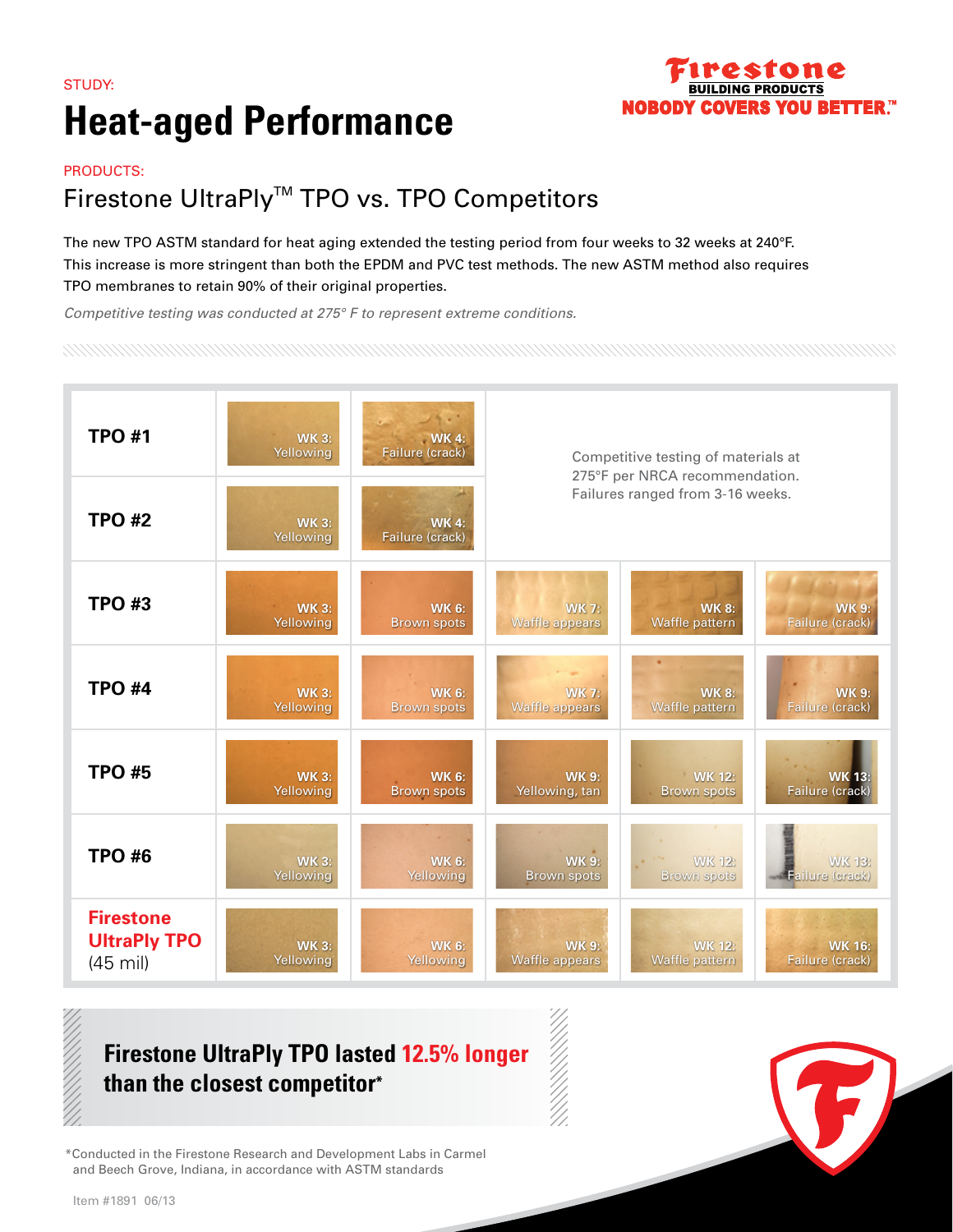STUDY:

# Heat-aged Performance

Firestone BUILDING PRODUCTS
NOBODY COVERS YOU BETTER.™

PRODUCTS:

## Firestone UltraPly™ TPO vs. TPO Competitors

The new TPO ASTM standard for heat aging extended the testing period from four weeks to 32 weeks at 240°F. This increase is more stringent than both the EPDM and PVC test methods. The new ASTM method also requires TPO membranes to retain 90% of their original properties.

*Competitive testing was conducted at 275° F to represent extreme conditions.*

| | | | | | |
|---|---|---|---|---|---|
| **TPO #1** | WK 3: Yellowing | WK 4: Failure (crack) | Competitive testing of materials at 275°F per NRCA recommendation. Failures ranged from 3-16 weeks. | | |
| **TPO #2** | WK 3: Yellowing | WK 4: Failure (crack) | | | |
| **TPO #3** | WK 3: Yellowing | WK 6: Brown spots | WK 7: Waffle appears | WK 8: Waffle pattern | WK 9: Failure (crack) |
| **TPO #4** | WK 3: Yellowing | WK 6: Brown spots | WK 7: Waffle appears | WK 8: Waffle pattern | WK 9: Failure (crack) |
| **TPO #5** | WK 3: Yellowing | WK 6: Brown spots | WK 9: Yellowing, tan | WK 12: Brown spots | WK 13: Failure (crack) |
| **TPO #6** | WK 3: Yellowing | WK 6: Yellowing | WK 9: Brown spots | WK 12: Brown spots | WK 13: Failure (crack) |
| **Firestone UltraPly TPO** (45 mil) | WK 3: Yellowing | WK 6: Yellowing | WK 9: Waffle appears | WK 12: Waffle pattern | WK 16: Failure (crack) |

**Firestone UltraPly TPO lasted 12.5% longer than the closest competitor***

*Conducted in the Firestone Research and Development Labs in Carmel and Beech Grove, Indiana, in accordance with ASTM standards

Item #1891 06/13